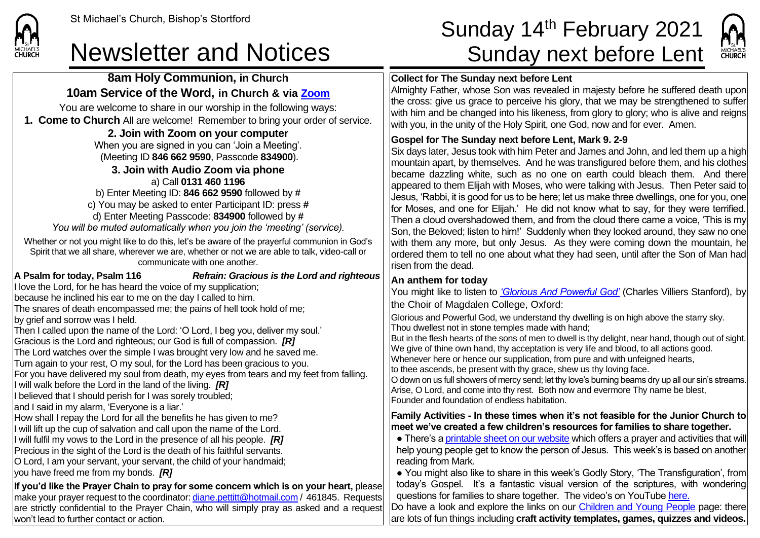St Michael's Church, Bishop's Stortford

# Newsletter and Notices

# Sunday 14th February 2021 Sunday next before Lent

## 8am Holy Communion, in Church

## 10am Service of the Word, in Church & via Zoom

You are welcome to share in our worship in the following ways:

**1. Come to Church** All are welcome! Remember to bring your order of service.

**2. Join with Zoom on your computer**

When you are signed in you can 'Join a Meeting'.
(Meeting ID **846 662 9590**, Passcode **834900**).

**3. Join with Audio Zoom via phone**

a) Call **0131 460 1196**
b) Enter Meeting ID: **846 662 9590** followed by **#**
c) You may be asked to enter Participant ID: press **#**
d) Enter Meeting Passcode: **834900** followed by **#**
*You will be muted automatically when you join the 'meeting' (service).*

Whether or not you might like to do this, let's be aware of the prayerful communion in God's Spirit that we all share, wherever we are, whether or not we are able to talk, video-call or communicate with one another.

**A Psalm for today, Psalm 116** *Refrain: Gracious is the Lord and righteous*

I love the Lord, for he has heard the voice of my supplication;
because he inclined his ear to me on the day I called to him.
The snares of death encompassed me; the pains of hell took hold of me;
by grief and sorrow was I held.
Then I called upon the name of the Lord: 'O Lord, I beg you, deliver my soul.'
Gracious is the Lord and righteous; our God is full of compassion. ***[R]***
The Lord watches over the simple I was brought very low and he saved me.
Turn again to your rest, O my soul, for the Lord has been gracious to you.
For you have delivered my soul from death, my eyes from tears and my feet from falling.
I will walk before the Lord in the land of the living. ***[R]***
I believed that I should perish for I was sorely troubled;
and I said in my alarm, 'Everyone is a liar.'
How shall I repay the Lord for all the benefits he has given to me?
I will lift up the cup of salvation and call upon the name of the Lord.
I will fulfil my vows to the Lord in the presence of all his people. ***[R]***
Precious in the sight of the Lord is the death of his faithful servants.
O Lord, I am your servant, your servant, the child of your handmaid;
you have freed me from my bonds. ***[R]***

**If you'd like the Prayer Chain to pray for some concern which is on your heart,** please make your prayer request to the coordinator: diane.pettitt@hotmail.com / 461845. Requests are strictly confidential to the Prayer Chain, who will simply pray as asked and a request won't lead to further contact or action.

**Collect for The Sunday next before Lent**

Almighty Father, whose Son was revealed in majesty before he suffered death upon the cross: give us grace to perceive his glory, that we may be strengthened to suffer with him and be changed into his likeness, from glory to glory; who is alive and reigns with you, in the unity of the Holy Spirit, one God, now and for ever. Amen.

**Gospel for The Sunday next before Lent, Mark 9. 2-9**

Six days later, Jesus took with him Peter and James and John, and led them up a high mountain apart, by themselves. And he was transfigured before them, and his clothes became dazzling white, such as no one on earth could bleach them. And there appeared to them Elijah with Moses, who were talking with Jesus. Then Peter said to Jesus, 'Rabbi, it is good for us to be here; let us make three dwellings, one for you, one for Moses, and one for Elijah.' He did not know what to say, for they were terrified. Then a cloud overshadowed them, and from the cloud there came a voice, 'This is my Son, the Beloved; listen to him!' Suddenly when they looked around, they saw no one with them any more, but only Jesus. As they were coming down the mountain, he ordered them to tell no one about what they had seen, until after the Son of Man had risen from the dead.

**An anthem for today**

You might like to listen to *'Glorious And Powerful God'* (Charles Villiers Stanford), by the Choir of Magdalen College, Oxford:

Glorious and Powerful God, we understand thy dwelling is on high above the starry sky.
Thou dwellest not in stone temples made with hand;
But in the flesh hearts of the sons of men to dwell is thy delight, near hand, though out of sight.
We give of thine own hand, thy acceptation is very life and blood, to all actions good.
Whenever here or hence our supplication, from pure and with unfeigned hearts,
to thee ascends, be present with thy grace, shew us thy loving face.
O down on us full showers of mercy send; let thy love's burning beams dry up all our sin's streams.
Arise, O Lord, and come into thy rest. Both now and evermore Thy name be blest,
Founder and foundation of endless habitation.

**Family Activities - In these times when it's not feasible for the Junior Church to meet we've created a few children's resources for families to share together.**

- There's a printable sheet on our website which offers a prayer and activities that will help young people get to know the person of Jesus. This week's is based on another reading from Mark.
- You might also like to share in this week's Godly Story, 'The Transfiguration', from today's Gospel. It's a fantastic visual version of the scriptures, with wondering questions for families to share together. The video's on YouTube here.

Do have a look and explore the links on our Children and Young People page: there are lots of fun things including **craft activity templates, games, quizzes and videos.**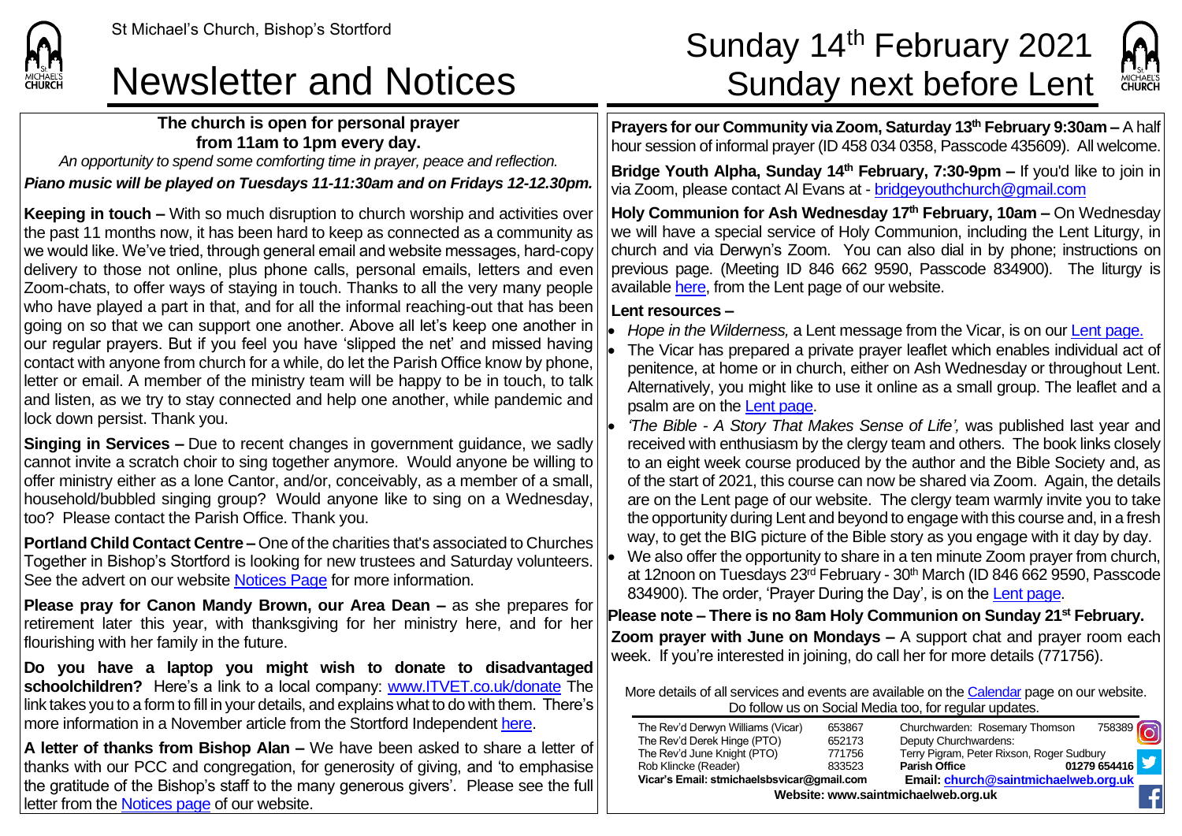St Michael's Church, Bishop's Stortford

# Newsletter and Notices

# Sunday 14th February 2021
# Sunday next before Lent

**The church is open for personal prayer from 11am to 1pm every day.**

*An opportunity to spend some comforting time in prayer, peace and reflection.*

***Piano music will be played on Tuesdays 11-11:30am and on Fridays 12-12.30pm.***

**Keeping in touch –** With so much disruption to church worship and activities over the past 11 months now, it has been hard to keep as connected as a community as we would like. We've tried, through general email and website messages, hard-copy delivery to those not online, plus phone calls, personal emails, letters and even Zoom-chats, to offer ways of staying in touch. Thanks to all the very many people who have played a part in that, and for all the informal reaching-out that has been going on so that we can support one another. Above all let's keep one another in our regular prayers. But if you feel you have 'slipped the net' and missed having contact with anyone from church for a while, do let the Parish Office know by phone, letter or email. A member of the ministry team will be happy to be in touch, to talk and listen, as we try to stay connected and help one another, while pandemic and lock down persist. Thank you.

**Singing in Services –** Due to recent changes in government guidance, we sadly cannot invite a scratch choir to sing together anymore. Would anyone be willing to offer ministry either as a lone Cantor, and/or, conceivably, as a member of a small, household/bubbled singing group? Would anyone like to sing on a Wednesday, too? Please contact the Parish Office. Thank you.

**Portland Child Contact Centre –** One of the charities that's associated to Churches Together in Bishop's Stortford is looking for new trustees and Saturday volunteers. See the advert on our website Notices Page for more information.

**Please pray for Canon Mandy Brown, our Area Dean –** as she prepares for retirement later this year, with thanksgiving for her ministry here, and for her flourishing with her family in the future.

**Do you have a laptop you might wish to donate to disadvantaged schoolchildren?** Here's a link to a local company: www.ITVET.co.uk/donate The link takes you to a form to fill in your details, and explains what to do with them. There's more information in a November article from the Stortford Independent here.

**A letter of thanks from Bishop Alan –** We have been asked to share a letter of thanks with our PCC and congregation, for generosity of giving, and 'to emphasise the gratitude of the Bishop's staff to the many generous givers'. Please see the full letter from the Notices page of our website.

**Prayers for our Community via Zoom, Saturday 13th February 9:30am –** A half hour session of informal prayer (ID 458 034 0358, Passcode 435609). All welcome.

**Bridge Youth Alpha, Sunday 14th February, 7:30-9pm –** If you'd like to join in via Zoom, please contact Al Evans at - bridgeyouthchurch@gmail.com

**Holy Communion for Ash Wednesday 17th February, 10am –** On Wednesday we will have a special service of Holy Communion, including the Lent Liturgy, in church and via Derwyn's Zoom. You can also dial in by phone; instructions on previous page. (Meeting ID 846 662 9590, Passcode 834900). The liturgy is available here, from the Lent page of our website.

**Lent resources –**

- *Hope in the Wilderness,* a Lent message from the Vicar, is on our Lent page.
- The Vicar has prepared a private prayer leaflet which enables individual act of penitence, at home or in church, either on Ash Wednesday or throughout Lent. Alternatively, you might like to use it online as a small group. The leaflet and a psalm are on the Lent page.
- *'The Bible - A Story That Makes Sense of Life',* was published last year and received with enthusiasm by the clergy team and others. The book links closely to an eight week course produced by the author and the Bible Society and, as of the start of 2021, this course can now be shared via Zoom. Again, the details are on the Lent page of our website. The clergy team warmly invite you to take the opportunity during Lent and beyond to engage with this course and, in a fresh way, to get the BIG picture of the Bible story as you engage with it day by day.
- We also offer the opportunity to share in a ten minute Zoom prayer from church, at 12noon on Tuesdays 23rd February - 30th March (ID 846 662 9590, Passcode 834900). The order, 'Prayer During the Day', is on the Lent page.

**Please note – There is no 8am Holy Communion on Sunday 21st February.**

**Zoom prayer with June on Mondays –** A support chat and prayer room each week. If you're interested in joining, do call her for more details (771756).

More details of all services and events are available on the Calendar page on our website. Do follow us on Social Media too, for regular updates.

| | | | |
|---|---|---|---|
| The Rev'd Derwyn Williams (Vicar) | 653867 | Churchwarden: Rosemary Thomson | 758389 |
| The Rev'd Derek Hinge (PTO) | 652173 | Deputy Churchwardens: | |
| The Rev'd June Knight (PTO) | 771756 | Terry Pigram, Peter Rixson, Roger Sudbury | |
| Rob Klincke (Reader) | 833523 | **Parish Office** | **01279 654416** |
| **Vicar's Email: stmichaelsbsvicar@gmail.com** | | **Email: church@saintmichaelweb.org.uk** | |

**Website: www.saintmichaelweb.org.uk**